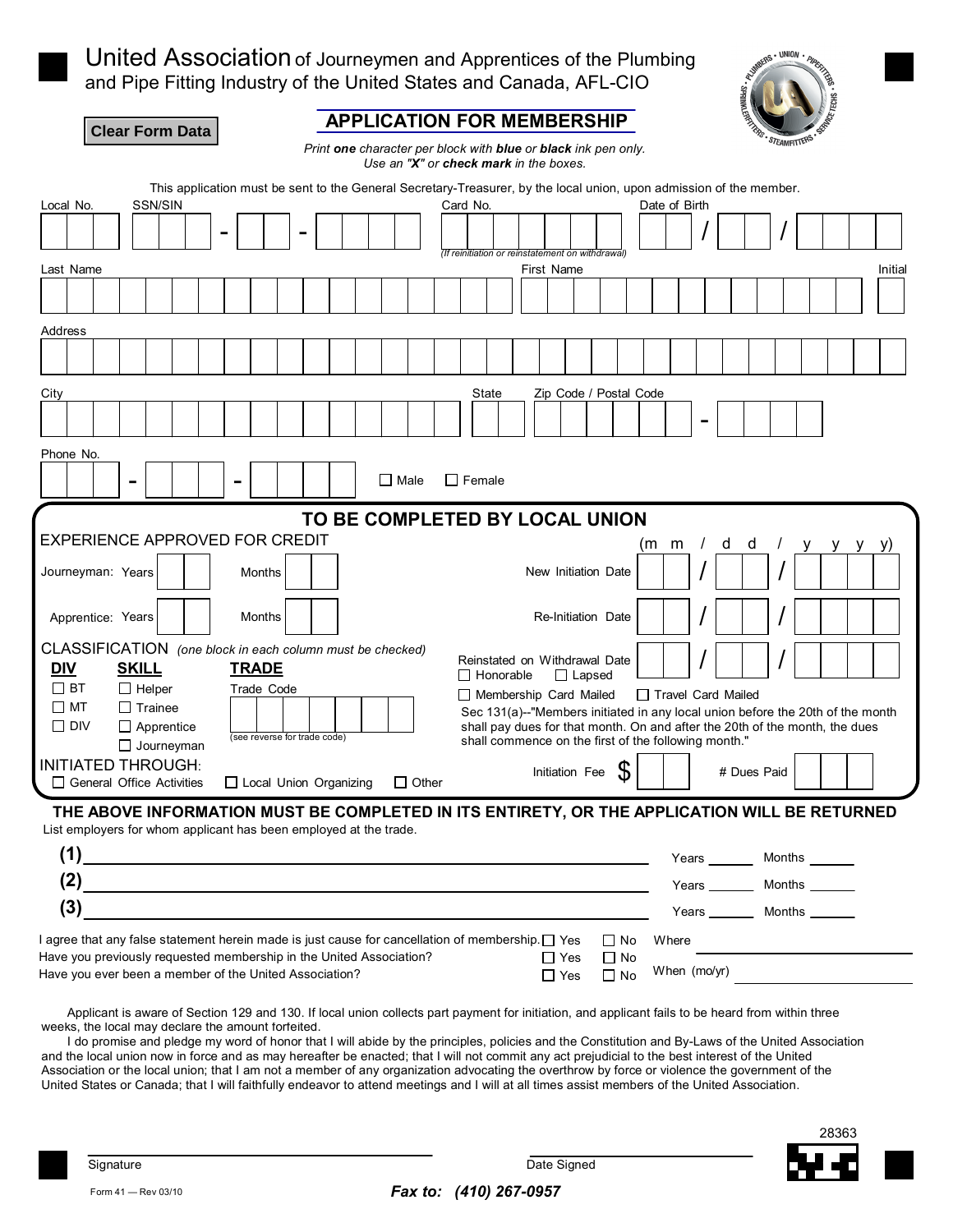# United Association of Journeymen and Apprentices of the Plumbing and Pipe Fitting Industry of the United States and Canada, AFL-CIO

Clear Form Data

## APPLICATION FOR MEMBERSHIP

*Print **one** character per block with **blue** or **black** ink pen only.*
*Use an "**X**" or **check mark** in the boxes.*

This application must be sent to the General Secretary-Treasurer, by the local union, upon admission of the member.

Local No. ___ SSN/SIN ___ - ___ - ___ Card No. ___ *(If reinitiation or reinstatement on withdrawal)* Date of Birth ___ / ___ / ___

Last Name ___ First Name ___ Initial ___

Address ___

City ___ State ___ Zip Code / Postal Code ___ - ___

Phone No. ___ - ___ - ___ ☐ Male ☐ Female

## TO BE COMPLETED BY LOCAL UNION

EXPERIENCE APPROVED FOR CREDIT

Journeyman: Years ___ Months ___

Apprentice: Years ___ Months ___

(m m / d d / y y y y)

New Initiation Date ___ / ___ / ___

Re-Initiation Date ___ / ___ / ___

Reinstated on Withdrawal Date ___ / ___ / ___

☐ Honorable ☐ Lapsed

CLASSIFICATION *(one block in each column must be checked)*

| DIV | SKILL | TRADE |
|---|---|---|
| ☐ BT | ☐ Helper | Trade Code |
| ☐ MT | ☐ Trainee | ___ |
| ☐ DIV | ☐ Apprentice | (see reverse for trade code) |
| | ☐ Journeyman | |

☐ Membership Card Mailed ☐ Travel Card Mailed

Sec 131(a)--"Members initiated in any local union before the 20th of the month shall pay dues for that month. On and after the 20th of the month, the dues shall commence on the first of the following month."

INITIATED THROUGH:
☐ General Office Activities ☐ Local Union Organizing ☐ Other

Initiation Fee $ ___ # Dues Paid ___

**THE ABOVE INFORMATION MUST BE COMPLETED IN ITS ENTIRETY, OR THE APPLICATION WILL BE RETURNED**

List employers for whom applicant has been employed at the trade.

**(1)** ___ Years ___ Months ___

**(2)** ___ Years ___ Months ___

**(3)** ___ Years ___ Months ___

I agree that any false statement herein made is just cause for cancellation of membership. ☐ Yes ☐ No

Have you previously requested membership in the United Association? ☐ Yes ☐ No Where ___

Have you ever been a member of the United Association? ☐ Yes ☐ No When (mo/yr) ___

Applicant is aware of Section 129 and 130. If local union collects part payment for initiation, and applicant fails to be heard from within three weeks, the local may declare the amount forfeited.

I do promise and pledge my word of honor that I will abide by the principles, policies and the Constitution and By-Laws of the United Association and the local union now in force and as may hereafter be enacted; that I will not commit any act prejudicial to the best interest of the United Association or the local union; that I am not a member of any organization advocating the overthrow by force or violence the government of the United States or Canada; that I will faithfully endeavor to attend meetings and I will at all times assist members of the United Association.

Signature ___ Date Signed ___

28363

Form 41 — Rev 03/10

*Fax to: (410) 267-0957*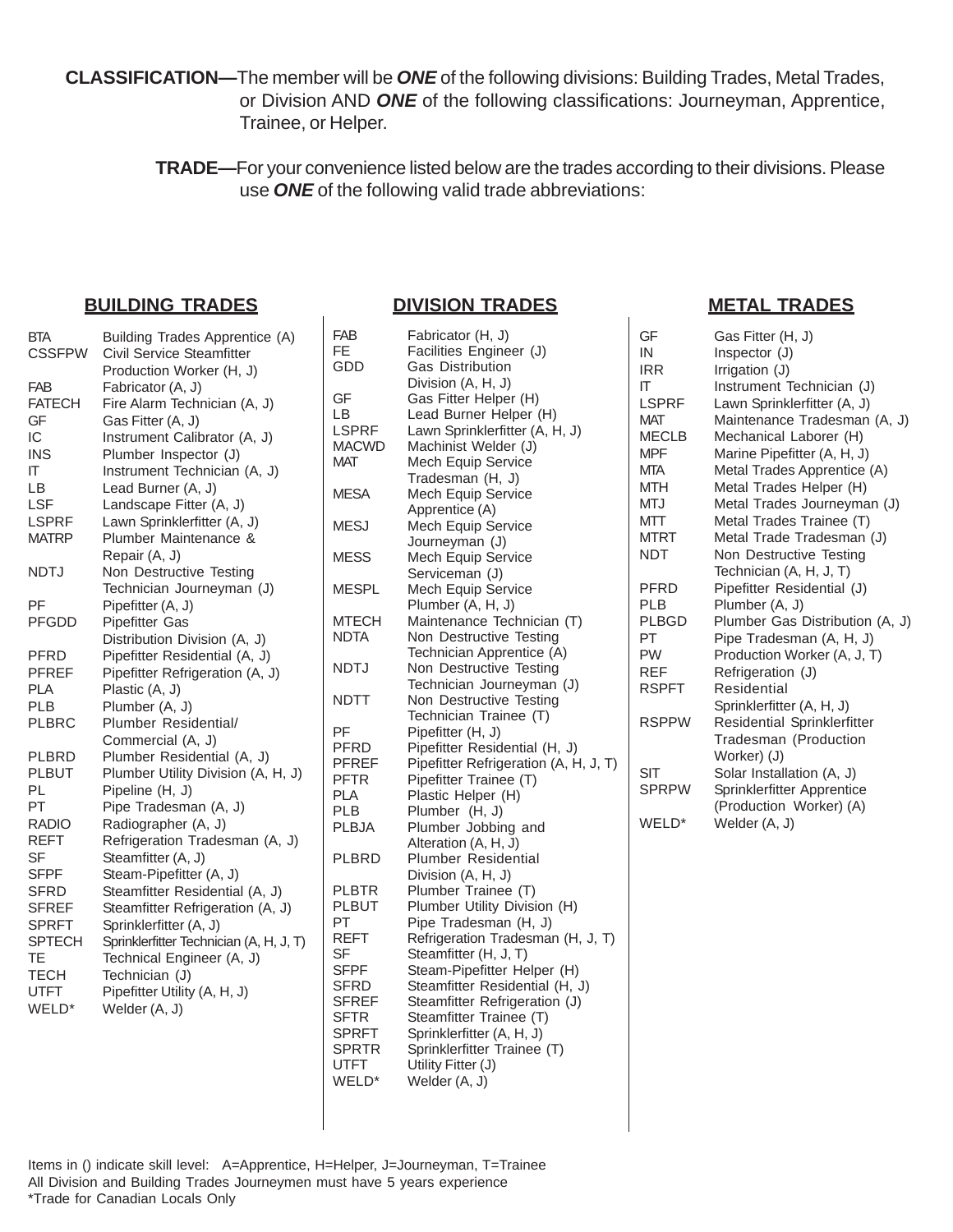**CLASSIFICATION—**The member will be ***ONE*** of the following divisions: Building Trades, Metal Trades, or Division AND ***ONE*** of the following classifications: Journeyman, Apprentice, Trainee, or Helper.

**TRADE—**For your convenience listed below are the trades according to their divisions. Please use ***ONE*** of the following valid trade abbreviations:

## BUILDING TRADES

| | |
|---|---|
| BTA | Building Trades Apprentice (A) |
| CSSFPW | Civil Service Steamfitter Production Worker (H, J) |
| FAB | Fabricator (A, J) |
| FATECH | Fire Alarm Technician (A, J) |
| GF | Gas Fitter (A, J) |
| IC | Instrument Calibrator (A, J) |
| INS | Plumber Inspector (J) |
| IT | Instrument Technician (A, J) |
| LB | Lead Burner (A, J) |
| LSF | Landscape Fitter (A, J) |
| LSPRF | Lawn Sprinklerfitter (A, J) |
| MATRP | Plumber Maintenance & Repair (A, J) |
| NDTJ | Non Destructive Testing Technician Journeyman (J) |
| PF | Pipefitter (A, J) |
| PFGDD | Pipefitter Gas Distribution Division (A, J) |
| PFRD | Pipefitter Residential (A, J) |
| PFREF | Pipefitter Refrigeration (A, J) |
| PLA | Plastic (A, J) |
| PLB | Plumber (A, J) |
| PLBRC | Plumber Residential/ Commercial (A, J) |
| PLBRD | Plumber Residential (A, J) |
| PLBUT | Plumber Utility Division (A, H, J) |
| PL | Pipeline (H, J) |
| PT | Pipe Tradesman (A, J) |
| RADIO | Radiographer (A, J) |
| REFT | Refrigeration Tradesman (A, J) |
| SF | Steamfitter (A, J) |
| SFPF | Steam-Pipefitter (A, J) |
| SFRD | Steamfitter Residential (A, J) |
| SFREF | Steamfitter Refrigeration (A, J) |
| SPRFT | Sprinklerfitter (A, J) |
| SPTECH | Sprinklerfitter Technician (A, H, J, T) |
| TE | Technical Engineer (A, J) |
| TECH | Technician (J) |
| UTFT | Pipefitter Utility (A, H, J) |
| WELD* | Welder (A, J) |

## DIVISION TRADES

| | |
|---|---|
| FAB | Fabricator (H, J) |
| FE | Facilities Engineer (J) |
| GDD | Gas Distribution Division (A, H, J) |
| GF | Gas Fitter Helper (H) |
| LB | Lead Burner Helper (H) |
| LSPRF | Lawn Sprinklerfitter (A, H, J) |
| MACWD | Machinist Welder (J) |
| MAT | Mech Equip Service Tradesman (H, J) |
| MESA | Mech Equip Service Apprentice (A) |
| MESJ | Mech Equip Service Journeyman (J) |
| MESS | Mech Equip Service Serviceman (J) |
| MESPL | Mech Equip Service Plumber (A, H, J) |
| MTECH | Maintenance Technician (T) |
| NDTA | Non Destructive Testing Technician Apprentice (A) |
| NDTJ | Non Destructive Testing Technician Journeyman (J) |
| NDTT | Non Destructive Testing Technician Trainee (T) |
| PF | Pipefitter (H, J) |
| PFRD | Pipefitter Residential (H, J) |
| PFREF | Pipefitter Refrigeration (A, H, J, T) |
| PFTR | Pipefitter Trainee (T) |
| PLA | Plastic Helper (H) |
| PLB | Plumber (H, J) |
| PLBJA | Plumber Jobbing and Alteration (A, H, J) |
| PLBRD | Plumber Residential Division (A, H, J) |
| PLBTR | Plumber Trainee (T) |
| PLBUT | Plumber Utility Division (H) |
| PT | Pipe Tradesman (H, J) |
| REFT | Refrigeration Tradesman (H, J, T) |
| SF | Steamfitter (H, J, T) |
| SFPF | Steam-Pipefitter Helper (H) |
| SFRD | Steamfitter Residential (H, J) |
| SFREF | Steamfitter Refrigeration (J) |
| SFTR | Steamfitter Trainee (T) |
| SPRFT | Sprinklerfitter (A, H, J) |
| SPRTR | Sprinklerfitter Trainee (T) |
| UTFT | Utility Fitter (J) |
| WELD* | Welder (A, J) |

## METAL TRADES

| | |
|---|---|
| GF | Gas Fitter (H, J) |
| IN | Inspector (J) |
| IRR | Irrigation (J) |
| IT | Instrument Technician (J) |
| LSPRF | Lawn Sprinklerfitter (A, J) |
| MAT | Maintenance Tradesman (A, J) |
| MECLB | Mechanical Laborer (H) |
| MPF | Marine Pipefitter (A, H, J) |
| MTA | Metal Trades Apprentice (A) |
| MTH | Metal Trades Helper (H) |
| MTJ | Metal Trades Journeyman (J) |
| MTT | Metal Trades Trainee (T) |
| MTRT | Metal Trade Tradesman (J) |
| NDT | Non Destructive Testing Technician (A, H, J, T) |
| PFRD | Pipefitter Residential (J) |
| PLB | Plumber (A, J) |
| PLBGD | Plumber Gas Distribution (A, J) |
| PT | Pipe Tradesman (A, H, J) |
| PW | Production Worker (A, J, T) |
| REF | Refrigeration (J) |
| RSPFT | Residential Sprinklerfitter (A, H, J) |
| RSPPW | Residential Sprinklerfitter Tradesman (Production Worker) (J) |
| SIT | Solar Installation (A, J) |
| SPRPW | Sprinklerfitter Apprentice (Production Worker) (A) |
| WELD* | Welder (A, J) |

Items in () indicate skill level: A=Apprentice, H=Helper, J=Journeyman, T=Trainee
All Division and Building Trades Journeymen must have 5 years experience
*Trade for Canadian Locals Only